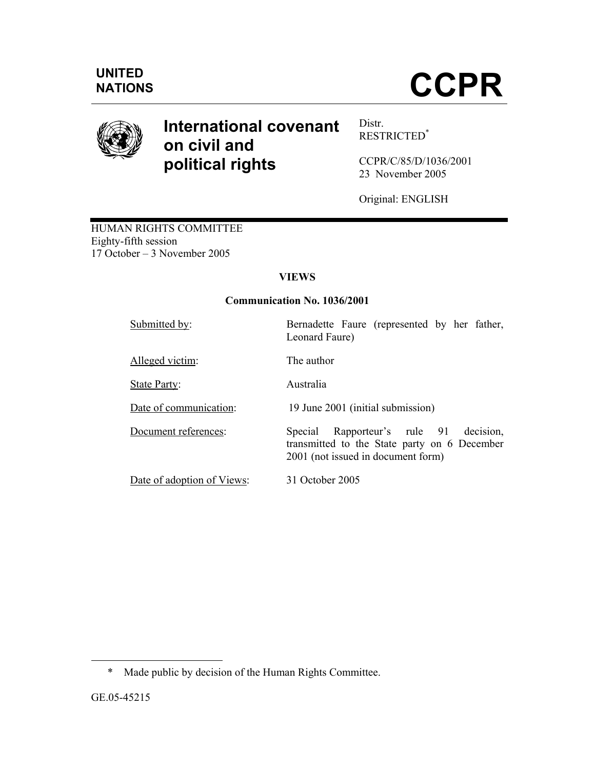UNITED NATIONS

# CCPR

# International covenant on civil and political rights

Distr.
RESTRICTED[*]

CCPR/C/85/D/1036/2001
23 November 2005

Original: ENGLISH

HUMAN RIGHTS COMMITTEE
Eighty-fifth session
17 October – 3 November 2005

## VIEWS

### Communication No. 1036/2001

| | |
|---|---|
| Submitted by: | Bernadette Faure (represented by her father, Leonard Faure) |
| Alleged victim: | The author |
| State Party: | Australia |
| Date of communication: | 19 June 2001 (initial submission) |
| Document references: | Special Rapporteur's rule 91 decision, transmitted to the State party on 6 December 2001 (not issued in document form) |
| Date of adoption of Views: | 31 October 2005 |

[*] Made public by decision of the Human Rights Committee.

GE.05-45215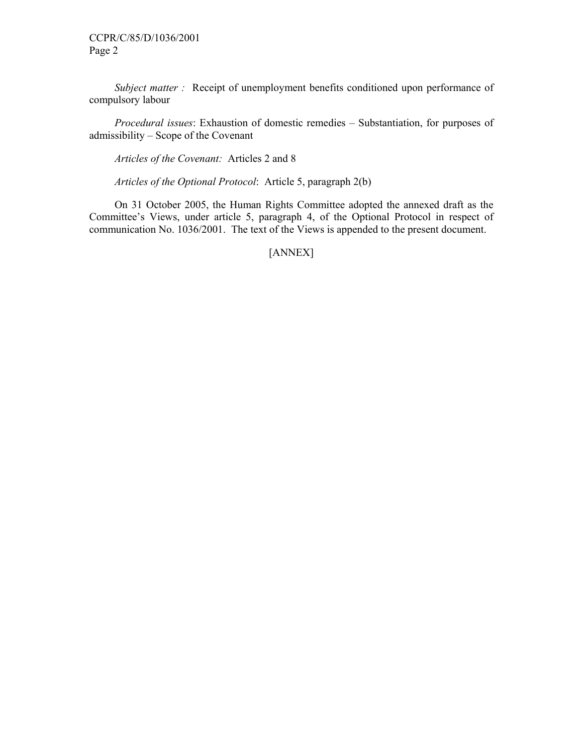*Subject matter :* Receipt of unemployment benefits conditioned upon performance of compulsory labour

*Procedural issues*: Exhaustion of domestic remedies – Substantiation, for purposes of admissibility – Scope of the Covenant

*Articles of the Covenant:* Articles 2 and 8

*Articles of the Optional Protocol*: Article 5, paragraph 2(b)

On 31 October 2005, the Human Rights Committee adopted the annexed draft as the Committee's Views, under article 5, paragraph 4, of the Optional Protocol in respect of communication No. 1036/2001. The text of the Views is appended to the present document.

[ANNEX]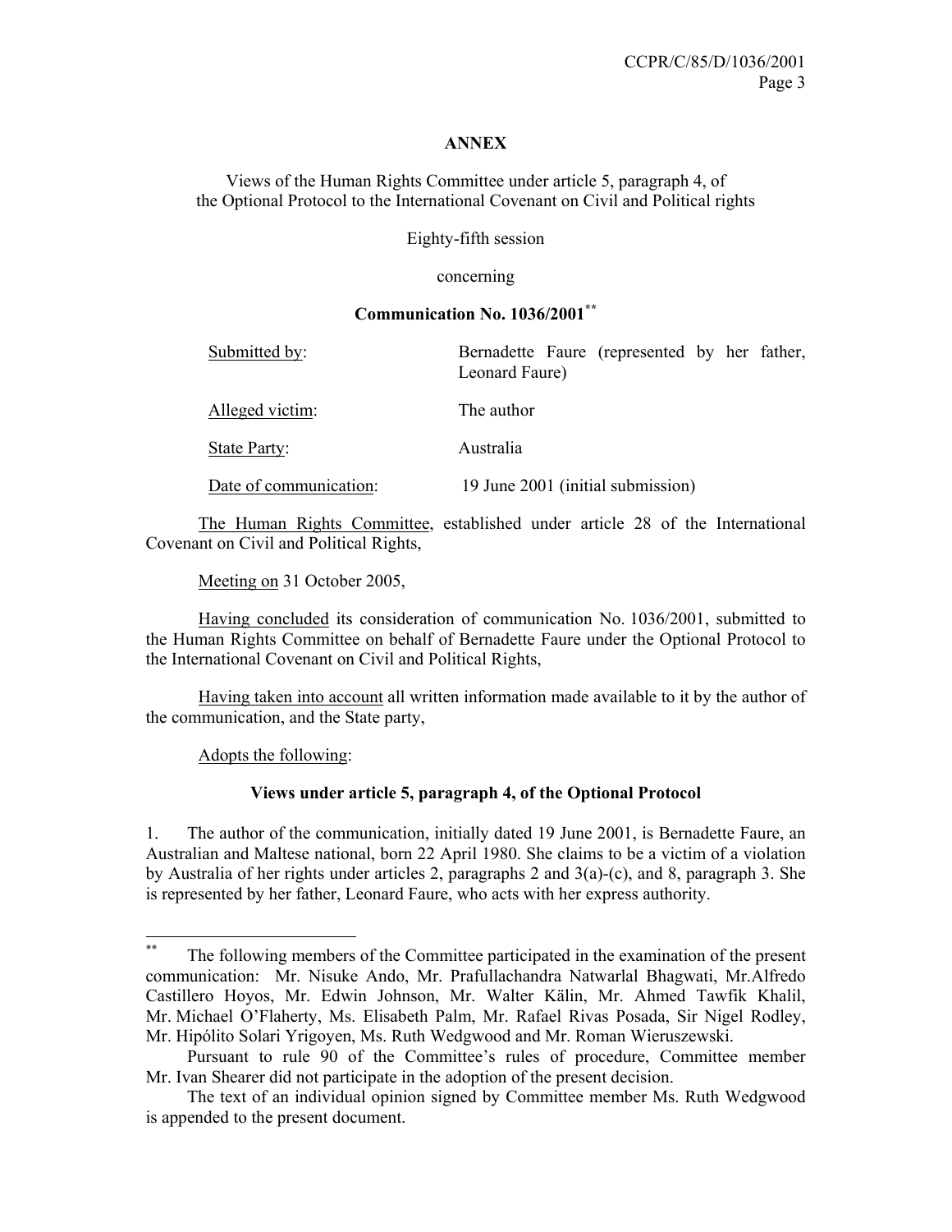## ANNEX

Views of the Human Rights Committee under article 5, paragraph 4, of the Optional Protocol to the International Covenant on Civil and Political rights

Eighty-fifth session

concerning

**Communication No. 1036/2001[**]**

| | |
|---|---|
| Submitted by: | Bernadette Faure (represented by her father, Leonard Faure) |
| Alleged victim: | The author |
| State Party: | Australia |
| Date of communication: | 19 June 2001 (initial submission) |

The Human Rights Committee, established under article 28 of the International Covenant on Civil and Political Rights,

Meeting on 31 October 2005,

Having concluded its consideration of communication No. 1036/2001, submitted to the Human Rights Committee on behalf of Bernadette Faure under the Optional Protocol to the International Covenant on Civil and Political Rights,

Having taken into account all written information made available to it by the author of the communication, and the State party,

Adopts the following:

**Views under article 5, paragraph 4, of the Optional Protocol**

1. The author of the communication, initially dated 19 June 2001, is Bernadette Faure, an Australian and Maltese national, born 22 April 1980. She claims to be a victim of a violation by Australia of her rights under articles 2, paragraphs 2 and 3(a)-(c), and 8, paragraph 3. She is represented by her father, Leonard Faure, who acts with her express authority.

---

[**] The following members of the Committee participated in the examination of the present communication: Mr. Nisuke Ando, Mr. Prafullachandra Natwarlal Bhagwati, Mr.Alfredo Castillero Hoyos, Mr. Edwin Johnson, Mr. Walter Kälin, Mr. Ahmed Tawfik Khalil, Mr. Michael O'Flaherty, Ms. Elisabeth Palm, Mr. Rafael Rivas Posada, Sir Nigel Rodley, Mr. Hipólito Solari Yrigoyen, Ms. Ruth Wedgwood and Mr. Roman Wieruszewski.

Pursuant to rule 90 of the Committee's rules of procedure, Committee member Mr. Ivan Shearer did not participate in the adoption of the present decision.

The text of an individual opinion signed by Committee member Ms. Ruth Wedgwood is appended to the present document.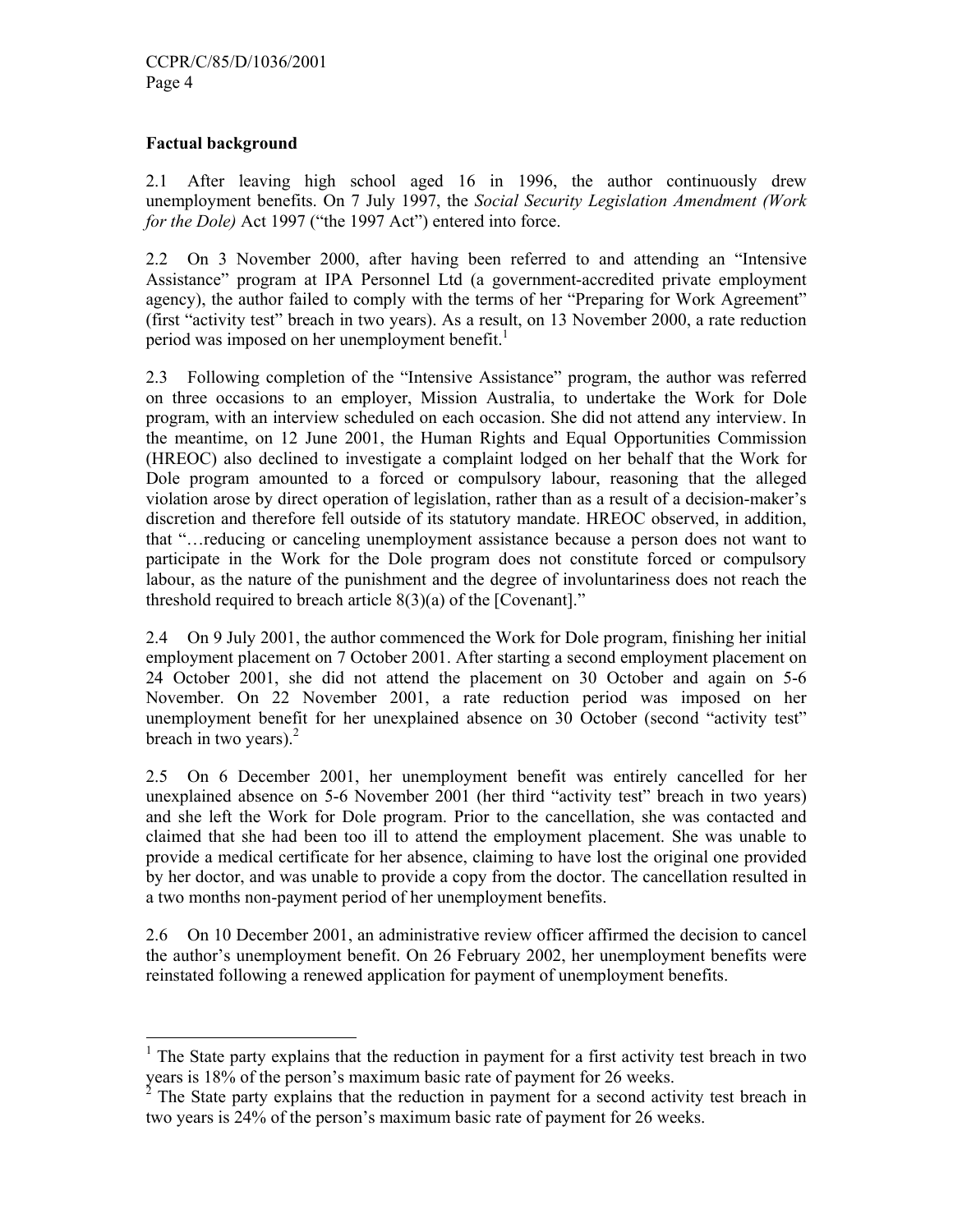**Factual background**

2.1 After leaving high school aged 16 in 1996, the author continuously drew unemployment benefits. On 7 July 1997, the *Social Security Legislation Amendment (Work for the Dole)* Act 1997 ("the 1997 Act") entered into force.

2.2 On 3 November 2000, after having been referred to and attending an "Intensive Assistance" program at IPA Personnel Ltd (a government-accredited private employment agency), the author failed to comply with the terms of her "Preparing for Work Agreement" (first "activity test" breach in two years). As a result, on 13 November 2000, a rate reduction period was imposed on her unemployment benefit.[1]

2.3 Following completion of the "Intensive Assistance" program, the author was referred on three occasions to an employer, Mission Australia, to undertake the Work for Dole program, with an interview scheduled on each occasion. She did not attend any interview. In the meantime, on 12 June 2001, the Human Rights and Equal Opportunities Commission (HREOC) also declined to investigate a complaint lodged on her behalf that the Work for Dole program amounted to a forced or compulsory labour, reasoning that the alleged violation arose by direct operation of legislation, rather than as a result of a decision-maker's discretion and therefore fell outside of its statutory mandate. HREOC observed, in addition, that "…reducing or canceling unemployment assistance because a person does not want to participate in the Work for the Dole program does not constitute forced or compulsory labour, as the nature of the punishment and the degree of involuntariness does not reach the threshold required to breach article 8(3)(a) of the [Covenant]."

2.4 On 9 July 2001, the author commenced the Work for Dole program, finishing her initial employment placement on 7 October 2001. After starting a second employment placement on 24 October 2001, she did not attend the placement on 30 October and again on 5-6 November. On 22 November 2001, a rate reduction period was imposed on her unemployment benefit for her unexplained absence on 30 October (second "activity test" breach in two years).[2]

2.5 On 6 December 2001, her unemployment benefit was entirely cancelled for her unexplained absence on 5-6 November 2001 (her third "activity test" breach in two years) and she left the Work for Dole program. Prior to the cancellation, she was contacted and claimed that she had been too ill to attend the employment placement. She was unable to provide a medical certificate for her absence, claiming to have lost the original one provided by her doctor, and was unable to provide a copy from the doctor. The cancellation resulted in a two months non-payment period of her unemployment benefits.

2.6 On 10 December 2001, an administrative review officer affirmed the decision to cancel the author's unemployment benefit. On 26 February 2002, her unemployment benefits were reinstated following a renewed application for payment of unemployment benefits.

---

[1] The State party explains that the reduction in payment for a first activity test breach in two years is 18% of the person's maximum basic rate of payment for 26 weeks.

[2] The State party explains that the reduction in payment for a second activity test breach in two years is 24% of the person's maximum basic rate of payment for 26 weeks.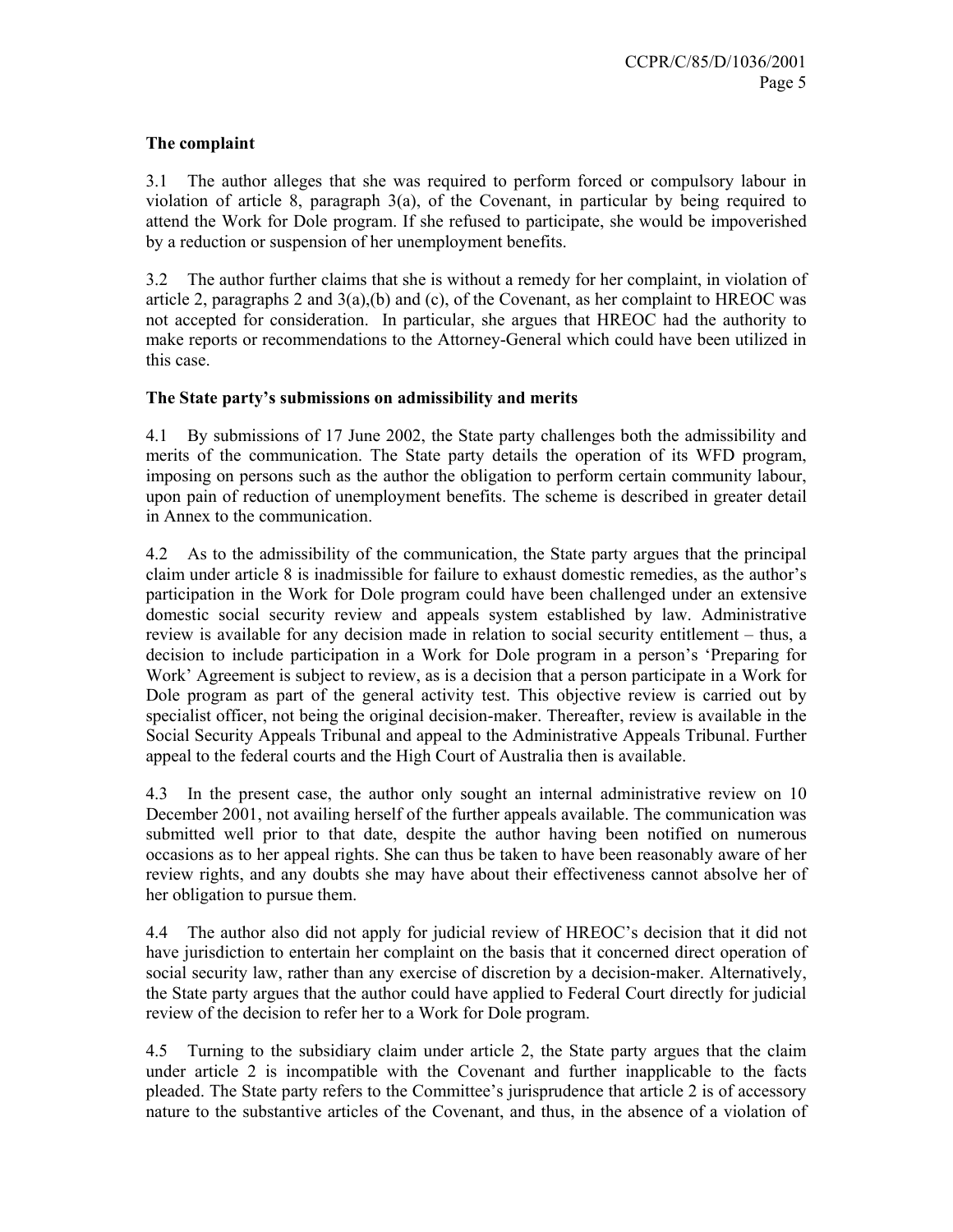### The complaint

3.1 The author alleges that she was required to perform forced or compulsory labour in violation of article 8, paragraph 3(a), of the Covenant, in particular by being required to attend the Work for Dole program. If she refused to participate, she would be impoverished by a reduction or suspension of her unemployment benefits.

3.2 The author further claims that she is without a remedy for her complaint, in violation of article 2, paragraphs 2 and 3(a),(b) and (c), of the Covenant, as her complaint to HREOC was not accepted for consideration. In particular, she argues that HREOC had the authority to make reports or recommendations to the Attorney-General which could have been utilized in this case.

### The State party's submissions on admissibility and merits

4.1 By submissions of 17 June 2002, the State party challenges both the admissibility and merits of the communication. The State party details the operation of its WFD program, imposing on persons such as the author the obligation to perform certain community labour, upon pain of reduction of unemployment benefits. The scheme is described in greater detail in Annex to the communication.

4.2 As to the admissibility of the communication, the State party argues that the principal claim under article 8 is inadmissible for failure to exhaust domestic remedies, as the author's participation in the Work for Dole program could have been challenged under an extensive domestic social security review and appeals system established by law. Administrative review is available for any decision made in relation to social security entitlement – thus, a decision to include participation in a Work for Dole program in a person's 'Preparing for Work' Agreement is subject to review, as is a decision that a person participate in a Work for Dole program as part of the general activity test. This objective review is carried out by specialist officer, not being the original decision-maker. Thereafter, review is available in the Social Security Appeals Tribunal and appeal to the Administrative Appeals Tribunal. Further appeal to the federal courts and the High Court of Australia then is available.

4.3 In the present case, the author only sought an internal administrative review on 10 December 2001, not availing herself of the further appeals available. The communication was submitted well prior to that date, despite the author having been notified on numerous occasions as to her appeal rights. She can thus be taken to have been reasonably aware of her review rights, and any doubts she may have about their effectiveness cannot absolve her of her obligation to pursue them.

4.4 The author also did not apply for judicial review of HREOC's decision that it did not have jurisdiction to entertain her complaint on the basis that it concerned direct operation of social security law, rather than any exercise of discretion by a decision-maker. Alternatively, the State party argues that the author could have applied to Federal Court directly for judicial review of the decision to refer her to a Work for Dole program.

4.5 Turning to the subsidiary claim under article 2, the State party argues that the claim under article 2 is incompatible with the Covenant and further inapplicable to the facts pleaded. The State party refers to the Committee's jurisprudence that article 2 is of accessory nature to the substantive articles of the Covenant, and thus, in the absence of a violation of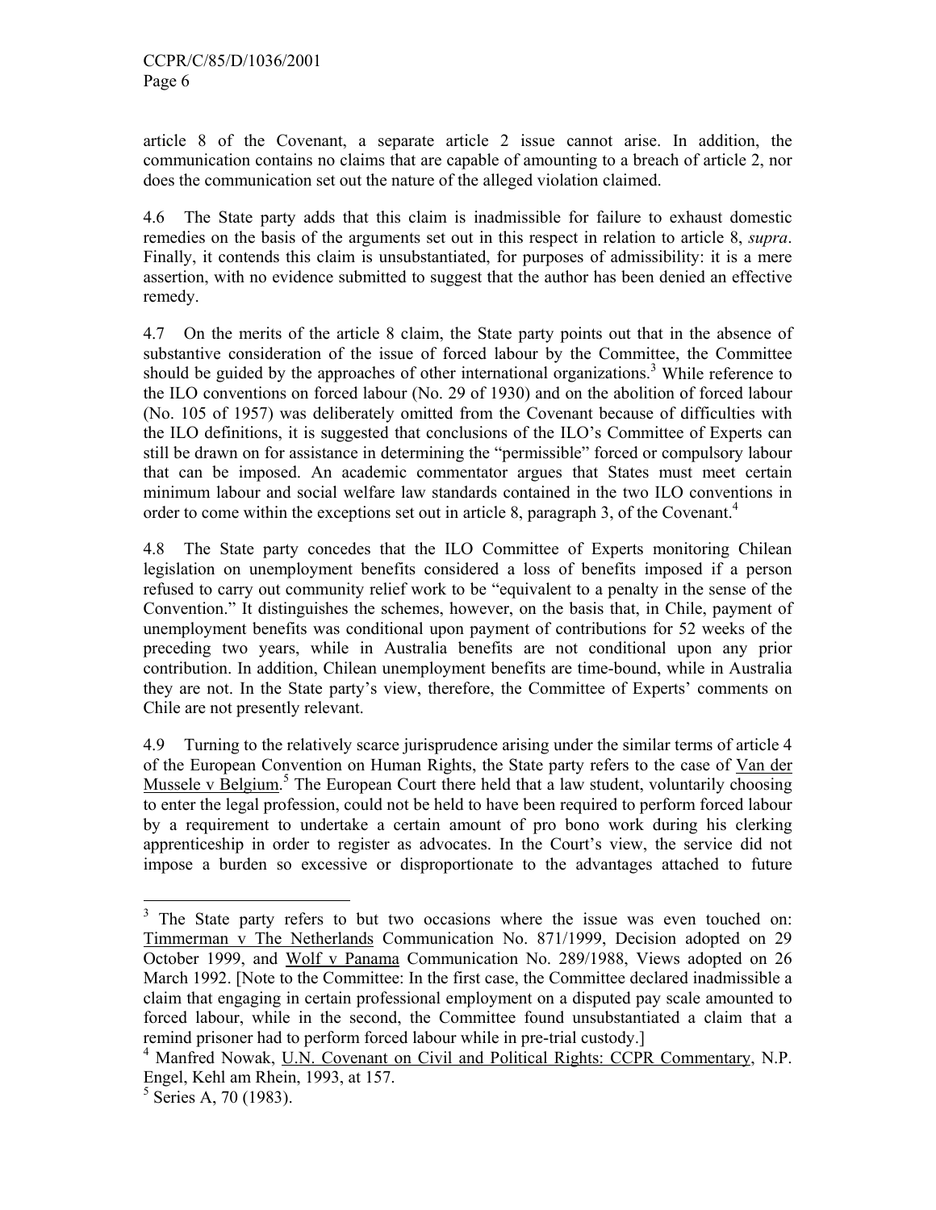article 8 of the Covenant, a separate article 2 issue cannot arise. In addition, the communication contains no claims that are capable of amounting to a breach of article 2, nor does the communication set out the nature of the alleged violation claimed.

4.6 The State party adds that this claim is inadmissible for failure to exhaust domestic remedies on the basis of the arguments set out in this respect in relation to article 8, *supra*. Finally, it contends this claim is unsubstantiated, for purposes of admissibility: it is a mere assertion, with no evidence submitted to suggest that the author has been denied an effective remedy.

4.7 On the merits of the article 8 claim, the State party points out that in the absence of substantive consideration of the issue of forced labour by the Committee, the Committee should be guided by the approaches of other international organizations.[3] While reference to the ILO conventions on forced labour (No. 29 of 1930) and on the abolition of forced labour (No. 105 of 1957) was deliberately omitted from the Covenant because of difficulties with the ILO definitions, it is suggested that conclusions of the ILO's Committee of Experts can still be drawn on for assistance in determining the "permissible" forced or compulsory labour that can be imposed. An academic commentator argues that States must meet certain minimum labour and social welfare law standards contained in the two ILO conventions in order to come within the exceptions set out in article 8, paragraph 3, of the Covenant.[4]

4.8 The State party concedes that the ILO Committee of Experts monitoring Chilean legislation on unemployment benefits considered a loss of benefits imposed if a person refused to carry out community relief work to be "equivalent to a penalty in the sense of the Convention." It distinguishes the schemes, however, on the basis that, in Chile, payment of unemployment benefits was conditional upon payment of contributions for 52 weeks of the preceding two years, while in Australia benefits are not conditional upon any prior contribution. In addition, Chilean unemployment benefits are time-bound, while in Australia they are not. In the State party's view, therefore, the Committee of Experts' comments on Chile are not presently relevant.

4.9 Turning to the relatively scarce jurisprudence arising under the similar terms of article 4 of the European Convention on Human Rights, the State party refers to the case of Van der Mussele v Belgium.[5] The European Court there held that a law student, voluntarily choosing to enter the legal profession, could not be held to have been required to perform forced labour by a requirement to undertake a certain amount of pro bono work during his clerking apprenticeship in order to register as advocates. In the Court's view, the service did not impose a burden so excessive or disproportionate to the advantages attached to future

---

[3] The State party refers to but two occasions where the issue was even touched on: Timmerman v The Netherlands Communication No. 871/1999, Decision adopted on 29 October 1999, and Wolf v Panama Communication No. 289/1988, Views adopted on 26 March 1992. [Note to the Committee: In the first case, the Committee declared inadmissible a claim that engaging in certain professional employment on a disputed pay scale amounted to forced labour, while in the second, the Committee found unsubstantiated a claim that a remind prisoner had to perform forced labour while in pre-trial custody.]

[4] Manfred Nowak, U.N. Covenant on Civil and Political Rights: CCPR Commentary, N.P. Engel, Kehl am Rhein, 1993, at 157.

[5] Series A, 70 (1983).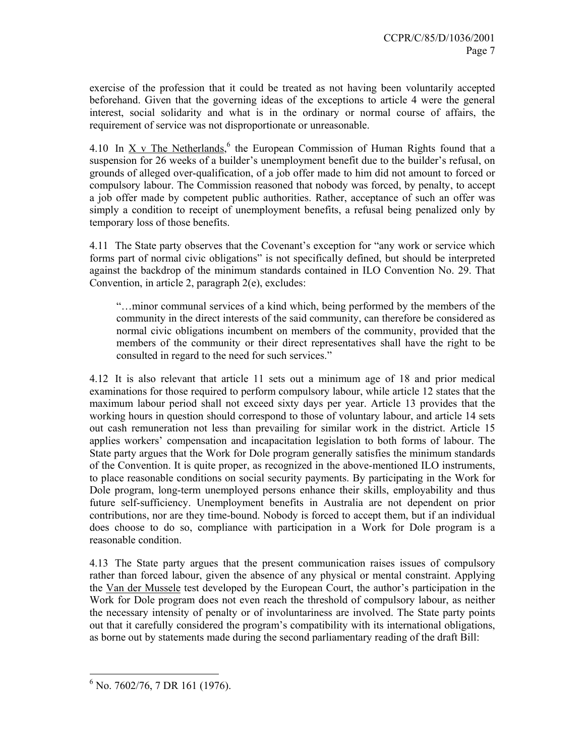exercise of the profession that it could be treated as not having been voluntarily accepted beforehand. Given that the governing ideas of the exceptions to article 4 were the general interest, social solidarity and what is in the ordinary or normal course of affairs, the requirement of service was not disproportionate or unreasonable.

4.10 In X v The Netherlands,[6] the European Commission of Human Rights found that a suspension for 26 weeks of a builder's unemployment benefit due to the builder's refusal, on grounds of alleged over-qualification, of a job offer made to him did not amount to forced or compulsory labour. The Commission reasoned that nobody was forced, by penalty, to accept a job offer made by competent public authorities. Rather, acceptance of such an offer was simply a condition to receipt of unemployment benefits, a refusal being penalized only by temporary loss of those benefits.

4.11 The State party observes that the Covenant's exception for "any work or service which forms part of normal civic obligations" is not specifically defined, but should be interpreted against the backdrop of the minimum standards contained in ILO Convention No. 29. That Convention, in article 2, paragraph 2(e), excludes:

> "…minor communal services of a kind which, being performed by the members of the community in the direct interests of the said community, can therefore be considered as normal civic obligations incumbent on members of the community, provided that the members of the community or their direct representatives shall have the right to be consulted in regard to the need for such services."

4.12 It is also relevant that article 11 sets out a minimum age of 18 and prior medical examinations for those required to perform compulsory labour, while article 12 states that the maximum labour period shall not exceed sixty days per year. Article 13 provides that the working hours in question should correspond to those of voluntary labour, and article 14 sets out cash remuneration not less than prevailing for similar work in the district. Article 15 applies workers' compensation and incapacitation legislation to both forms of labour. The State party argues that the Work for Dole program generally satisfies the minimum standards of the Convention. It is quite proper, as recognized in the above-mentioned ILO instruments, to place reasonable conditions on social security payments. By participating in the Work for Dole program, long-term unemployed persons enhance their skills, employability and thus future self-sufficiency. Unemployment benefits in Australia are not dependent on prior contributions, nor are they time-bound. Nobody is forced to accept them, but if an individual does choose to do so, compliance with participation in a Work for Dole program is a reasonable condition.

4.13 The State party argues that the present communication raises issues of compulsory rather than forced labour, given the absence of any physical or mental constraint. Applying the Van der Mussele test developed by the European Court, the author's participation in the Work for Dole program does not even reach the threshold of compulsory labour, as neither the necessary intensity of penalty or of involuntariness are involved. The State party points out that it carefully considered the program's compatibility with its international obligations, as borne out by statements made during the second parliamentary reading of the draft Bill:

---

[6] No. 7602/76, 7 DR 161 (1976).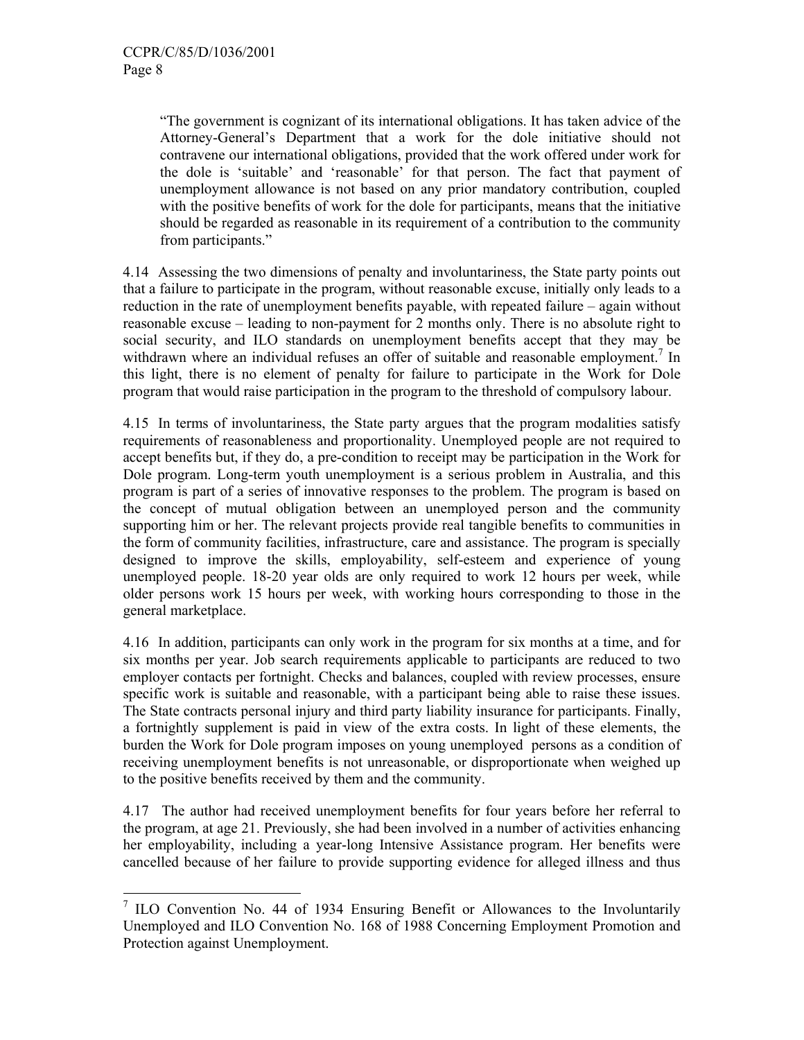> "The government is cognizant of its international obligations. It has taken advice of the Attorney-General's Department that a work for the dole initiative should not contravene our international obligations, provided that the work offered under work for the dole is 'suitable' and 'reasonable' for that person. The fact that payment of unemployment allowance is not based on any prior mandatory contribution, coupled with the positive benefits of work for the dole for participants, means that the initiative should be regarded as reasonable in its requirement of a contribution to the community from participants."

4.14 Assessing the two dimensions of penalty and involuntariness, the State party points out that a failure to participate in the program, without reasonable excuse, initially only leads to a reduction in the rate of unemployment benefits payable, with repeated failure – again without reasonable excuse – leading to non-payment for 2 months only. There is no absolute right to social security, and ILO standards on unemployment benefits accept that they may be withdrawn where an individual refuses an offer of suitable and reasonable employment.[7] In this light, there is no element of penalty for failure to participate in the Work for Dole program that would raise participation in the program to the threshold of compulsory labour.

4.15 In terms of involuntariness, the State party argues that the program modalities satisfy requirements of reasonableness and proportionality. Unemployed people are not required to accept benefits but, if they do, a pre-condition to receipt may be participation in the Work for Dole program. Long-term youth unemployment is a serious problem in Australia, and this program is part of a series of innovative responses to the problem. The program is based on the concept of mutual obligation between an unemployed person and the community supporting him or her. The relevant projects provide real tangible benefits to communities in the form of community facilities, infrastructure, care and assistance. The program is specially designed to improve the skills, employability, self-esteem and experience of young unemployed people. 18-20 year olds are only required to work 12 hours per week, while older persons work 15 hours per week, with working hours corresponding to those in the general marketplace.

4.16 In addition, participants can only work in the program for six months at a time, and for six months per year. Job search requirements applicable to participants are reduced to two employer contacts per fortnight. Checks and balances, coupled with review processes, ensure specific work is suitable and reasonable, with a participant being able to raise these issues. The State contracts personal injury and third party liability insurance for participants. Finally, a fortnightly supplement is paid in view of the extra costs. In light of these elements, the burden the Work for Dole program imposes on young unemployed persons as a condition of receiving unemployment benefits is not unreasonable, or disproportionate when weighed up to the positive benefits received by them and the community.

4.17 The author had received unemployment benefits for four years before her referral to the program, at age 21. Previously, she had been involved in a number of activities enhancing her employability, including a year-long Intensive Assistance program. Her benefits were cancelled because of her failure to provide supporting evidence for alleged illness and thus

---

[7] ILO Convention No. 44 of 1934 Ensuring Benefit or Allowances to the Involuntarily Unemployed and ILO Convention No. 168 of 1988 Concerning Employment Promotion and Protection against Unemployment.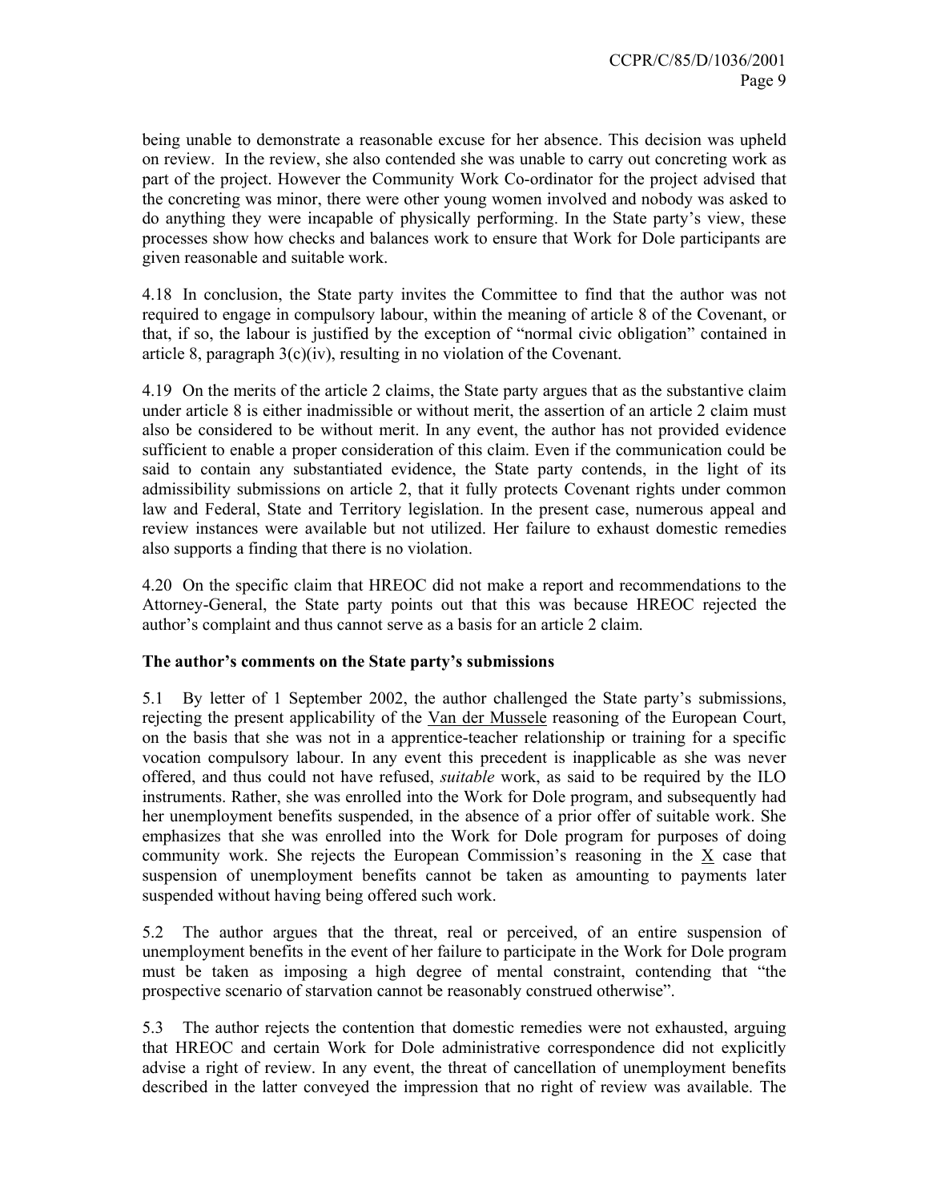being unable to demonstrate a reasonable excuse for her absence. This decision was upheld on review. In the review, she also contended she was unable to carry out concreting work as part of the project. However the Community Work Co-ordinator for the project advised that the concreting was minor, there were other young women involved and nobody was asked to do anything they were incapable of physically performing. In the State party's view, these processes show how checks and balances work to ensure that Work for Dole participants are given reasonable and suitable work.

4.18 In conclusion, the State party invites the Committee to find that the author was not required to engage in compulsory labour, within the meaning of article 8 of the Covenant, or that, if so, the labour is justified by the exception of "normal civic obligation" contained in article 8, paragraph 3(c)(iv), resulting in no violation of the Covenant.

4.19 On the merits of the article 2 claims, the State party argues that as the substantive claim under article 8 is either inadmissible or without merit, the assertion of an article 2 claim must also be considered to be without merit. In any event, the author has not provided evidence sufficient to enable a proper consideration of this claim. Even if the communication could be said to contain any substantiated evidence, the State party contends, in the light of its admissibility submissions on article 2, that it fully protects Covenant rights under common law and Federal, State and Territory legislation. In the present case, numerous appeal and review instances were available but not utilized. Her failure to exhaust domestic remedies also supports a finding that there is no violation.

4.20 On the specific claim that HREOC did not make a report and recommendations to the Attorney-General, the State party points out that this was because HREOC rejected the author's complaint and thus cannot serve as a basis for an article 2 claim.

**The author's comments on the State party's submissions**

5.1 By letter of 1 September 2002, the author challenged the State party's submissions, rejecting the present applicability of the Van der Mussele reasoning of the European Court, on the basis that she was not in a apprentice-teacher relationship or training for a specific vocation compulsory labour. In any event this precedent is inapplicable as she was never offered, and thus could not have refused, *suitable* work, as said to be required by the ILO instruments. Rather, she was enrolled into the Work for Dole program, and subsequently had her unemployment benefits suspended, in the absence of a prior offer of suitable work. She emphasizes that she was enrolled into the Work for Dole program for purposes of doing community work. She rejects the European Commission's reasoning in the X case that suspension of unemployment benefits cannot be taken as amounting to payments later suspended without having being offered such work.

5.2 The author argues that the threat, real or perceived, of an entire suspension of unemployment benefits in the event of her failure to participate in the Work for Dole program must be taken as imposing a high degree of mental constraint, contending that "the prospective scenario of starvation cannot be reasonably construed otherwise".

5.3 The author rejects the contention that domestic remedies were not exhausted, arguing that HREOC and certain Work for Dole administrative correspondence did not explicitly advise a right of review. In any event, the threat of cancellation of unemployment benefits described in the latter conveyed the impression that no right of review was available. The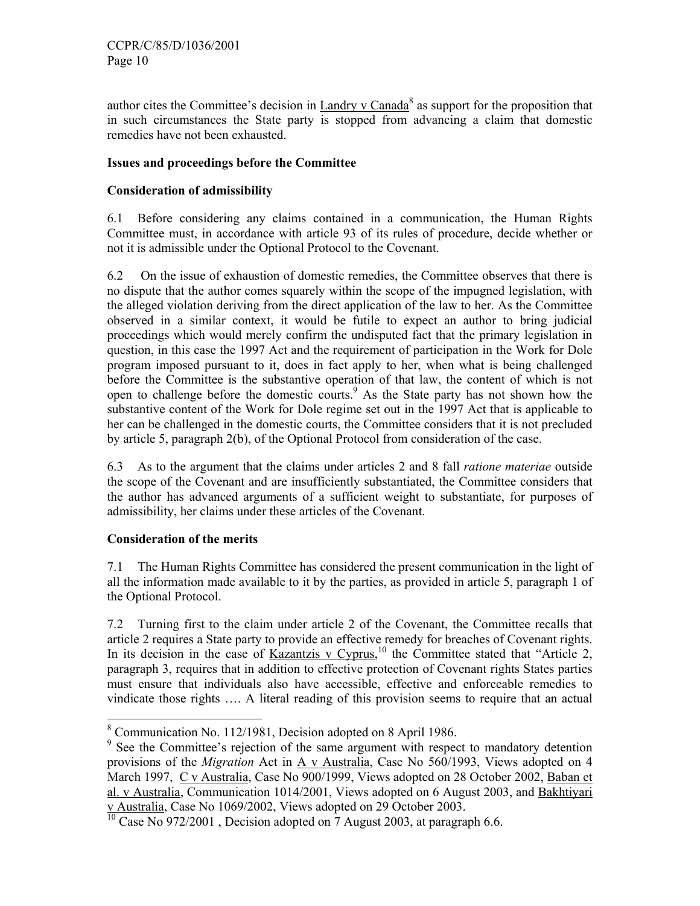author cites the Committee's decision in Landry v Canada[8] as support for the proposition that in such circumstances the State party is stopped from advancing a claim that domestic remedies have not been exhausted.

**Issues and proceedings before the Committee**

**Consideration of admissibility**

6.1 Before considering any claims contained in a communication, the Human Rights Committee must, in accordance with article 93 of its rules of procedure, decide whether or not it is admissible under the Optional Protocol to the Covenant.

6.2 On the issue of exhaustion of domestic remedies, the Committee observes that there is no dispute that the author comes squarely within the scope of the impugned legislation, with the alleged violation deriving from the direct application of the law to her. As the Committee observed in a similar context, it would be futile to expect an author to bring judicial proceedings which would merely confirm the undisputed fact that the primary legislation in question, in this case the 1997 Act and the requirement of participation in the Work for Dole program imposed pursuant to it, does in fact apply to her, when what is being challenged before the Committee is the substantive operation of that law, the content of which is not open to challenge before the domestic courts.[9] As the State party has not shown how the substantive content of the Work for Dole regime set out in the 1997 Act that is applicable to her can be challenged in the domestic courts, the Committee considers that it is not precluded by article 5, paragraph 2(b), of the Optional Protocol from consideration of the case.

6.3 As to the argument that the claims under articles 2 and 8 fall *ratione materiae* outside the scope of the Covenant and are insufficiently substantiated, the Committee considers that the author has advanced arguments of a sufficient weight to substantiate, for purposes of admissibility, her claims under these articles of the Covenant.

**Consideration of the merits**

7.1 The Human Rights Committee has considered the present communication in the light of all the information made available to it by the parties, as provided in article 5, paragraph 1 of the Optional Protocol.

7.2 Turning first to the claim under article 2 of the Covenant, the Committee recalls that article 2 requires a State party to provide an effective remedy for breaches of Covenant rights. In its decision in the case of Kazantzis v Cyprus,[10] the Committee stated that "Article 2, paragraph 3, requires that in addition to effective protection of Covenant rights States parties must ensure that individuals also have accessible, effective and enforceable remedies to vindicate those rights …. A literal reading of this provision seems to require that an actual

---

[8] Communication No. 112/1981, Decision adopted on 8 April 1986.

[9] See the Committee's rejection of the same argument with respect to mandatory detention provisions of the *Migration* Act in A v Australia, Case No 560/1993, Views adopted on 4 March 1997, C v Australia, Case No 900/1999, Views adopted on 28 October 2002, Baban et al. v Australia, Communication 1014/2001, Views adopted on 6 August 2003, and Bakhtiyari v Australia, Case No 1069/2002, Views adopted on 29 October 2003.

[10] Case No 972/2001 , Decision adopted on 7 August 2003, at paragraph 6.6.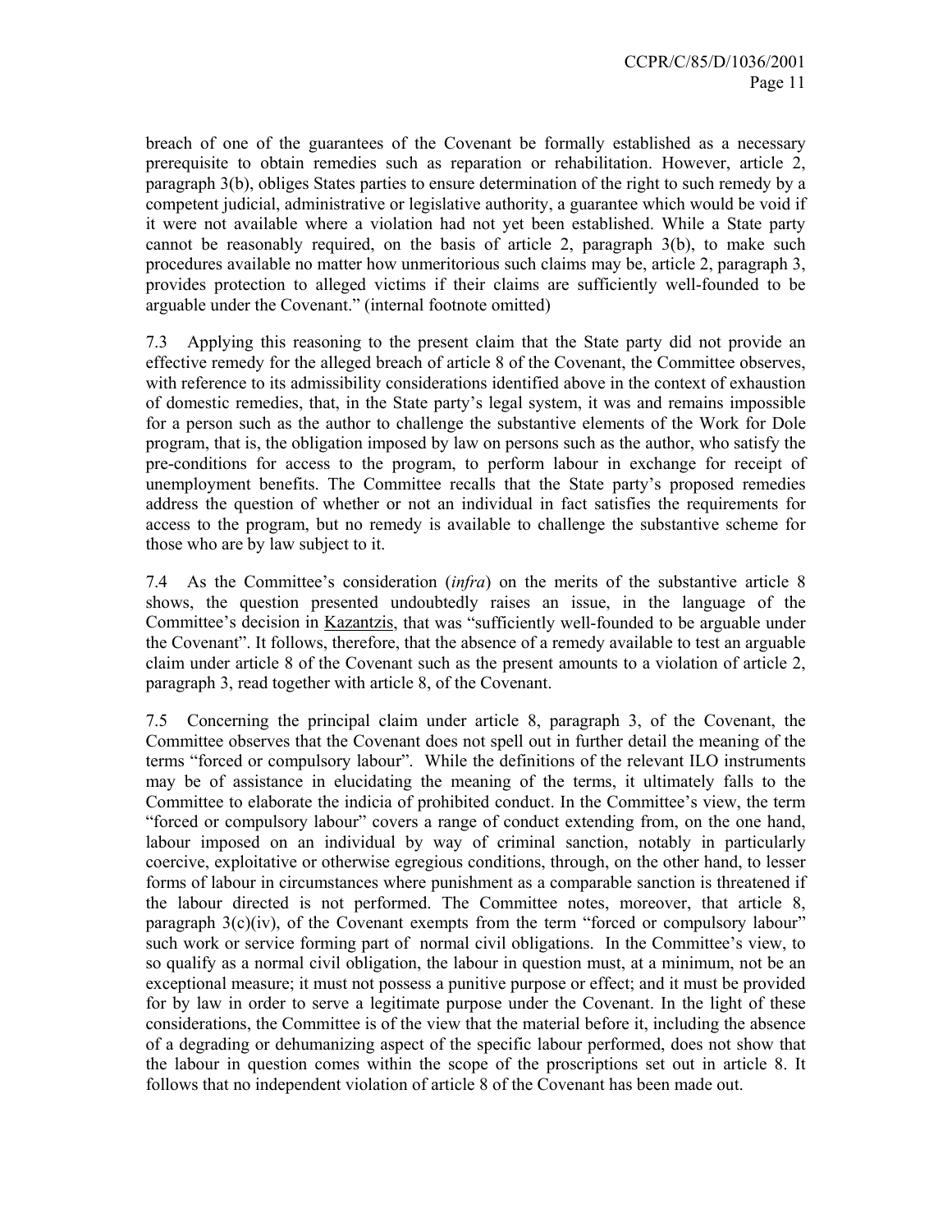breach of one of the guarantees of the Covenant be formally established as a necessary prerequisite to obtain remedies such as reparation or rehabilitation. However, article 2, paragraph 3(b), obliges States parties to ensure determination of the right to such remedy by a competent judicial, administrative or legislative authority, a guarantee which would be void if it were not available where a violation had not yet been established. While a State party cannot be reasonably required, on the basis of article 2, paragraph 3(b), to make such procedures available no matter how unmeritorious such claims may be, article 2, paragraph 3, provides protection to alleged victims if their claims are sufficiently well-founded to be arguable under the Covenant." (internal footnote omitted)

7.3 Applying this reasoning to the present claim that the State party did not provide an effective remedy for the alleged breach of article 8 of the Covenant, the Committee observes, with reference to its admissibility considerations identified above in the context of exhaustion of domestic remedies, that, in the State party's legal system, it was and remains impossible for a person such as the author to challenge the substantive elements of the Work for Dole program, that is, the obligation imposed by law on persons such as the author, who satisfy the pre-conditions for access to the program, to perform labour in exchange for receipt of unemployment benefits. The Committee recalls that the State party's proposed remedies address the question of whether or not an individual in fact satisfies the requirements for access to the program, but no remedy is available to challenge the substantive scheme for those who are by law subject to it.

7.4 As the Committee's consideration (*infra*) on the merits of the substantive article 8 shows, the question presented undoubtedly raises an issue, in the language of the Committee's decision in Kazantzis, that was "sufficiently well-founded to be arguable under the Covenant". It follows, therefore, that the absence of a remedy available to test an arguable claim under article 8 of the Covenant such as the present amounts to a violation of article 2, paragraph 3, read together with article 8, of the Covenant.

7.5 Concerning the principal claim under article 8, paragraph 3, of the Covenant, the Committee observes that the Covenant does not spell out in further detail the meaning of the terms "forced or compulsory labour". While the definitions of the relevant ILO instruments may be of assistance in elucidating the meaning of the terms, it ultimately falls to the Committee to elaborate the indicia of prohibited conduct. In the Committee's view, the term "forced or compulsory labour" covers a range of conduct extending from, on the one hand, labour imposed on an individual by way of criminal sanction, notably in particularly coercive, exploitative or otherwise egregious conditions, through, on the other hand, to lesser forms of labour in circumstances where punishment as a comparable sanction is threatened if the labour directed is not performed. The Committee notes, moreover, that article 8, paragraph 3(c)(iv), of the Covenant exempts from the term "forced or compulsory labour" such work or service forming part of normal civil obligations. In the Committee's view, to so qualify as a normal civil obligation, the labour in question must, at a minimum, not be an exceptional measure; it must not possess a punitive purpose or effect; and it must be provided for by law in order to serve a legitimate purpose under the Covenant. In the light of these considerations, the Committee is of the view that the material before it, including the absence of a degrading or dehumanizing aspect of the specific labour performed, does not show that the labour in question comes within the scope of the proscriptions set out in article 8. It follows that no independent violation of article 8 of the Covenant has been made out.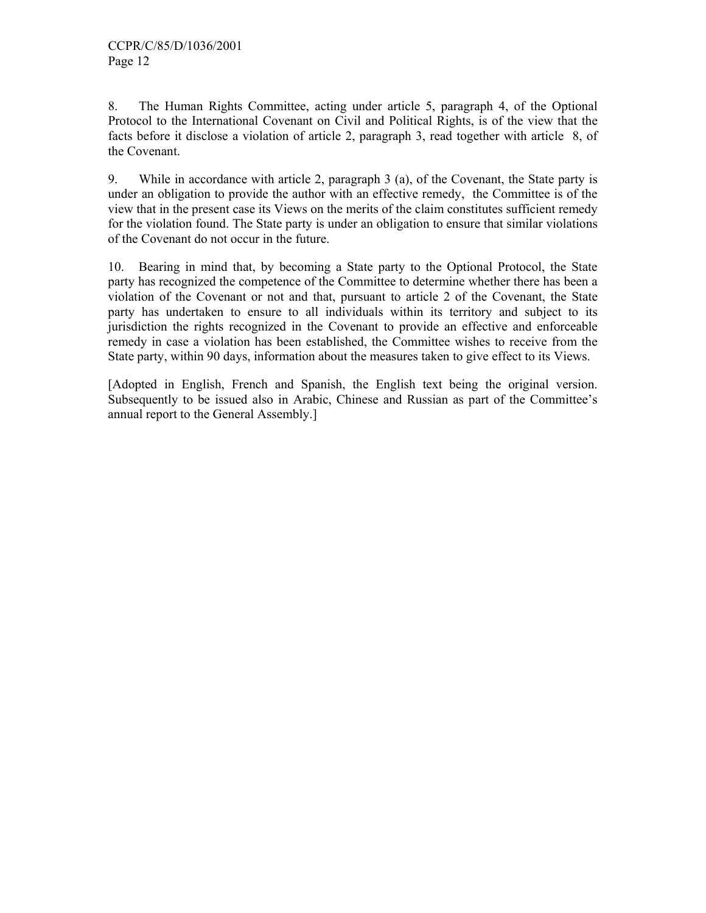8. The Human Rights Committee, acting under article 5, paragraph 4, of the Optional Protocol to the International Covenant on Civil and Political Rights, is of the view that the facts before it disclose a violation of article 2, paragraph 3, read together with article 8, of the Covenant.

9. While in accordance with article 2, paragraph 3 (a), of the Covenant, the State party is under an obligation to provide the author with an effective remedy, the Committee is of the view that in the present case its Views on the merits of the claim constitutes sufficient remedy for the violation found. The State party is under an obligation to ensure that similar violations of the Covenant do not occur in the future.

10. Bearing in mind that, by becoming a State party to the Optional Protocol, the State party has recognized the competence of the Committee to determine whether there has been a violation of the Covenant or not and that, pursuant to article 2 of the Covenant, the State party has undertaken to ensure to all individuals within its territory and subject to its jurisdiction the rights recognized in the Covenant to provide an effective and enforceable remedy in case a violation has been established, the Committee wishes to receive from the State party, within 90 days, information about the measures taken to give effect to its Views.

[Adopted in English, French and Spanish, the English text being the original version. Subsequently to be issued also in Arabic, Chinese and Russian as part of the Committee's annual report to the General Assembly.]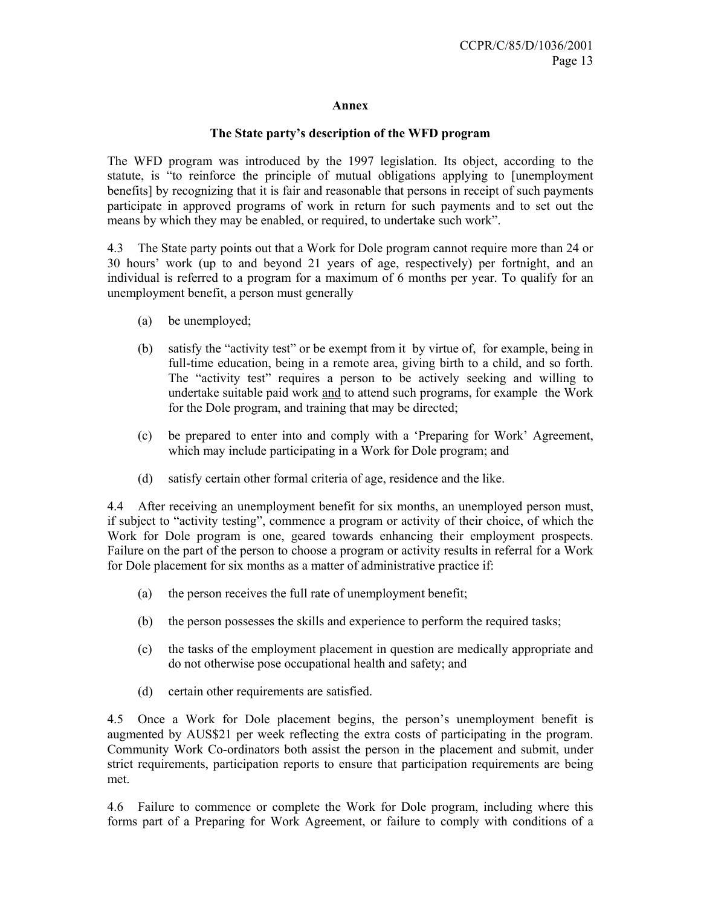## Annex

### The State party's description of the WFD program

The WFD program was introduced by the 1997 legislation. Its object, according to the statute, is "to reinforce the principle of mutual obligations applying to [unemployment benefits] by recognizing that it is fair and reasonable that persons in receipt of such payments participate in approved programs of work in return for such payments and to set out the means by which they may be enabled, or required, to undertake such work".

4.3 The State party points out that a Work for Dole program cannot require more than 24 or 30 hours' work (up to and beyond 21 years of age, respectively) per fortnight, and an individual is referred to a program for a maximum of 6 months per year. To qualify for an unemployment benefit, a person must generally

(a) be unemployed;

(b) satisfy the "activity test" or be exempt from it by virtue of, for example, being in full-time education, being in a remote area, giving birth to a child, and so forth. The "activity test" requires a person to be actively seeking and willing to undertake suitable paid work and to attend such programs, for example the Work for the Dole program, and training that may be directed;

(c) be prepared to enter into and comply with a 'Preparing for Work' Agreement, which may include participating in a Work for Dole program; and

(d) satisfy certain other formal criteria of age, residence and the like.

4.4 After receiving an unemployment benefit for six months, an unemployed person must, if subject to "activity testing", commence a program or activity of their choice, of which the Work for Dole program is one, geared towards enhancing their employment prospects. Failure on the part of the person to choose a program or activity results in referral for a Work for Dole placement for six months as a matter of administrative practice if:

(a) the person receives the full rate of unemployment benefit;

(b) the person possesses the skills and experience to perform the required tasks;

(c) the tasks of the employment placement in question are medically appropriate and do not otherwise pose occupational health and safety; and

(d) certain other requirements are satisfied.

4.5 Once a Work for Dole placement begins, the person's unemployment benefit is augmented by AUS$21 per week reflecting the extra costs of participating in the program. Community Work Co-ordinators both assist the person in the placement and submit, under strict requirements, participation reports to ensure that participation requirements are being met.

4.6 Failure to commence or complete the Work for Dole program, including where this forms part of a Preparing for Work Agreement, or failure to comply with conditions of a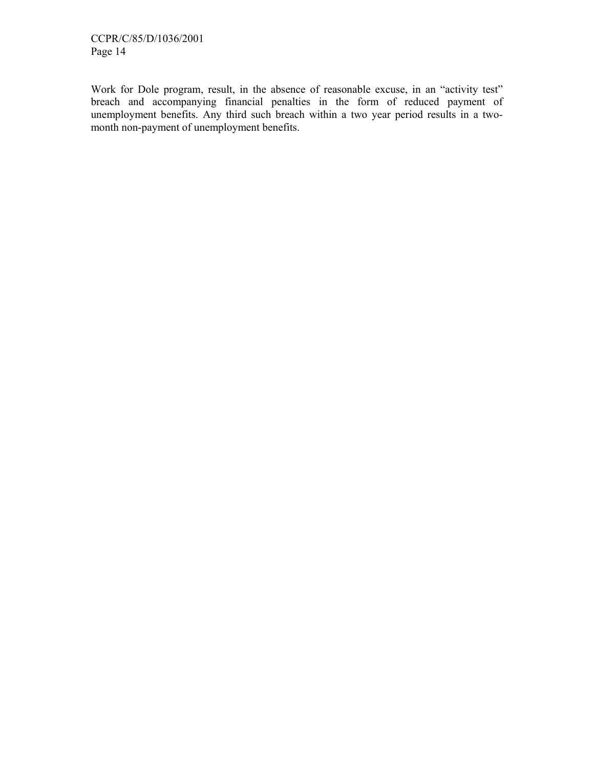Work for Dole program, result, in the absence of reasonable excuse, in an "activity test" breach and accompanying financial penalties in the form of reduced payment of unemployment benefits. Any third such breach within a two year period results in a two-month non-payment of unemployment benefits.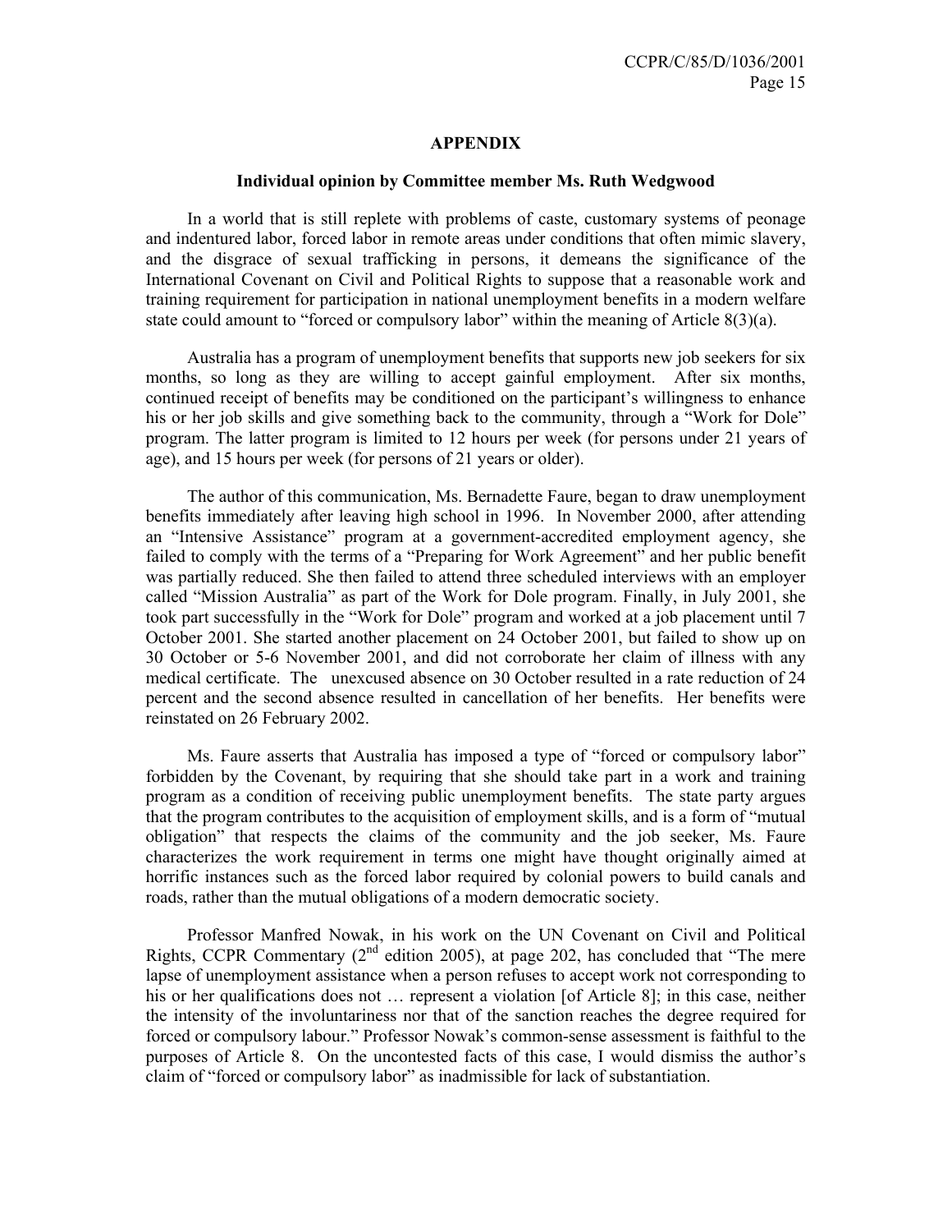## APPENDIX

### Individual opinion by Committee member Ms. Ruth Wedgwood

In a world that is still replete with problems of caste, customary systems of peonage and indentured labor, forced labor in remote areas under conditions that often mimic slavery, and the disgrace of sexual trafficking in persons, it demeans the significance of the International Covenant on Civil and Political Rights to suppose that a reasonable work and training requirement for participation in national unemployment benefits in a modern welfare state could amount to "forced or compulsory labor" within the meaning of Article 8(3)(a).

Australia has a program of unemployment benefits that supports new job seekers for six months, so long as they are willing to accept gainful employment. After six months, continued receipt of benefits may be conditioned on the participant's willingness to enhance his or her job skills and give something back to the community, through a "Work for Dole" program. The latter program is limited to 12 hours per week (for persons under 21 years of age), and 15 hours per week (for persons of 21 years or older).

The author of this communication, Ms. Bernadette Faure, began to draw unemployment benefits immediately after leaving high school in 1996. In November 2000, after attending an "Intensive Assistance" program at a government-accredited employment agency, she failed to comply with the terms of a "Preparing for Work Agreement" and her public benefit was partially reduced. She then failed to attend three scheduled interviews with an employer called "Mission Australia" as part of the Work for Dole program. Finally, in July 2001, she took part successfully in the "Work for Dole" program and worked at a job placement until 7 October 2001. She started another placement on 24 October 2001, but failed to show up on 30 October or 5-6 November 2001, and did not corroborate her claim of illness with any medical certificate. The unexcused absence on 30 October resulted in a rate reduction of 24 percent and the second absence resulted in cancellation of her benefits. Her benefits were reinstated on 26 February 2002.

Ms. Faure asserts that Australia has imposed a type of "forced or compulsory labor" forbidden by the Covenant, by requiring that she should take part in a work and training program as a condition of receiving public unemployment benefits. The state party argues that the program contributes to the acquisition of employment skills, and is a form of "mutual obligation" that respects the claims of the community and the job seeker, Ms. Faure characterizes the work requirement in terms one might have thought originally aimed at horrific instances such as the forced labor required by colonial powers to build canals and roads, rather than the mutual obligations of a modern democratic society.

Professor Manfred Nowak, in his work on the UN Covenant on Civil and Political Rights, CCPR Commentary (2nd edition 2005), at page 202, has concluded that "The mere lapse of unemployment assistance when a person refuses to accept work not corresponding to his or her qualifications does not … represent a violation [of Article 8]; in this case, neither the intensity of the involuntariness nor that of the sanction reaches the degree required for forced or compulsory labour." Professor Nowak's common-sense assessment is faithful to the purposes of Article 8. On the uncontested facts of this case, I would dismiss the author's claim of "forced or compulsory labor" as inadmissible for lack of substantiation.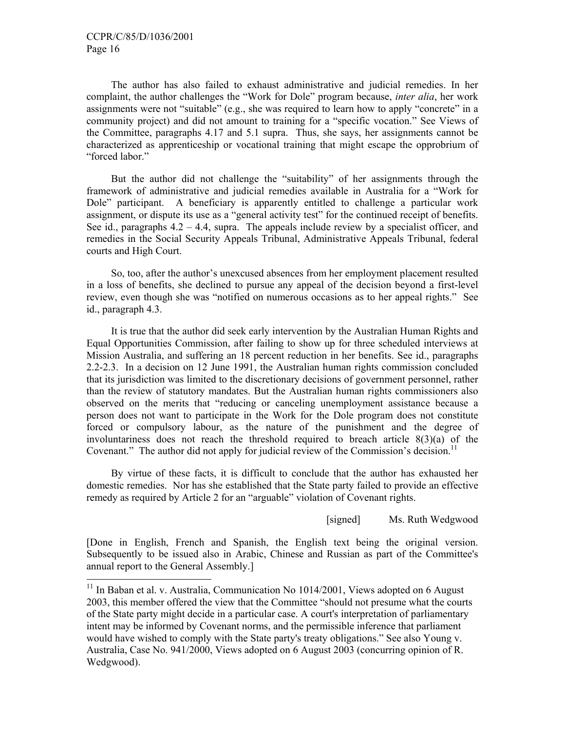The author has also failed to exhaust administrative and judicial remedies. In her complaint, the author challenges the "Work for Dole" program because, *inter alia*, her work assignments were not "suitable" (e.g., she was required to learn how to apply "concrete" in a community project) and did not amount to training for a "specific vocation." See Views of the Committee, paragraphs 4.17 and 5.1 supra. Thus, she says, her assignments cannot be characterized as apprenticeship or vocational training that might escape the opprobrium of "forced labor."

But the author did not challenge the "suitability" of her assignments through the framework of administrative and judicial remedies available in Australia for a "Work for Dole" participant. A beneficiary is apparently entitled to challenge a particular work assignment, or dispute its use as a "general activity test" for the continued receipt of benefits. See id., paragraphs 4.2 – 4.4, supra. The appeals include review by a specialist officer, and remedies in the Social Security Appeals Tribunal, Administrative Appeals Tribunal, federal courts and High Court.

So, too, after the author's unexcused absences from her employment placement resulted in a loss of benefits, she declined to pursue any appeal of the decision beyond a first-level review, even though she was "notified on numerous occasions as to her appeal rights." See id., paragraph 4.3.

It is true that the author did seek early intervention by the Australian Human Rights and Equal Opportunities Commission, after failing to show up for three scheduled interviews at Mission Australia, and suffering an 18 percent reduction in her benefits. See id., paragraphs 2.2-2.3. In a decision on 12 June 1991, the Australian human rights commission concluded that its jurisdiction was limited to the discretionary decisions of government personnel, rather than the review of statutory mandates. But the Australian human rights commissioners also observed on the merits that "reducing or canceling unemployment assistance because a person does not want to participate in the Work for the Dole program does not constitute forced or compulsory labour, as the nature of the punishment and the degree of involuntariness does not reach the threshold required to breach article 8(3)(a) of the Covenant." The author did not apply for judicial review of the Commission's decision.[11]

By virtue of these facts, it is difficult to conclude that the author has exhausted her domestic remedies. Nor has she established that the State party failed to provide an effective remedy as required by Article 2 for an "arguable" violation of Covenant rights.

[signed] Ms. Ruth Wedgwood

[Done in English, French and Spanish, the English text being the original version. Subsequently to be issued also in Arabic, Chinese and Russian as part of the Committee's annual report to the General Assembly.]

---

[11] In Baban et al. v. Australia, Communication No 1014/2001, Views adopted on 6 August 2003, this member offered the view that the Committee "should not presume what the courts of the State party might decide in a particular case. A court's interpretation of parliamentary intent may be informed by Covenant norms, and the permissible inference that parliament would have wished to comply with the State party's treaty obligations." See also Young v. Australia, Case No. 941/2000, Views adopted on 6 August 2003 (concurring opinion of R. Wedgwood).